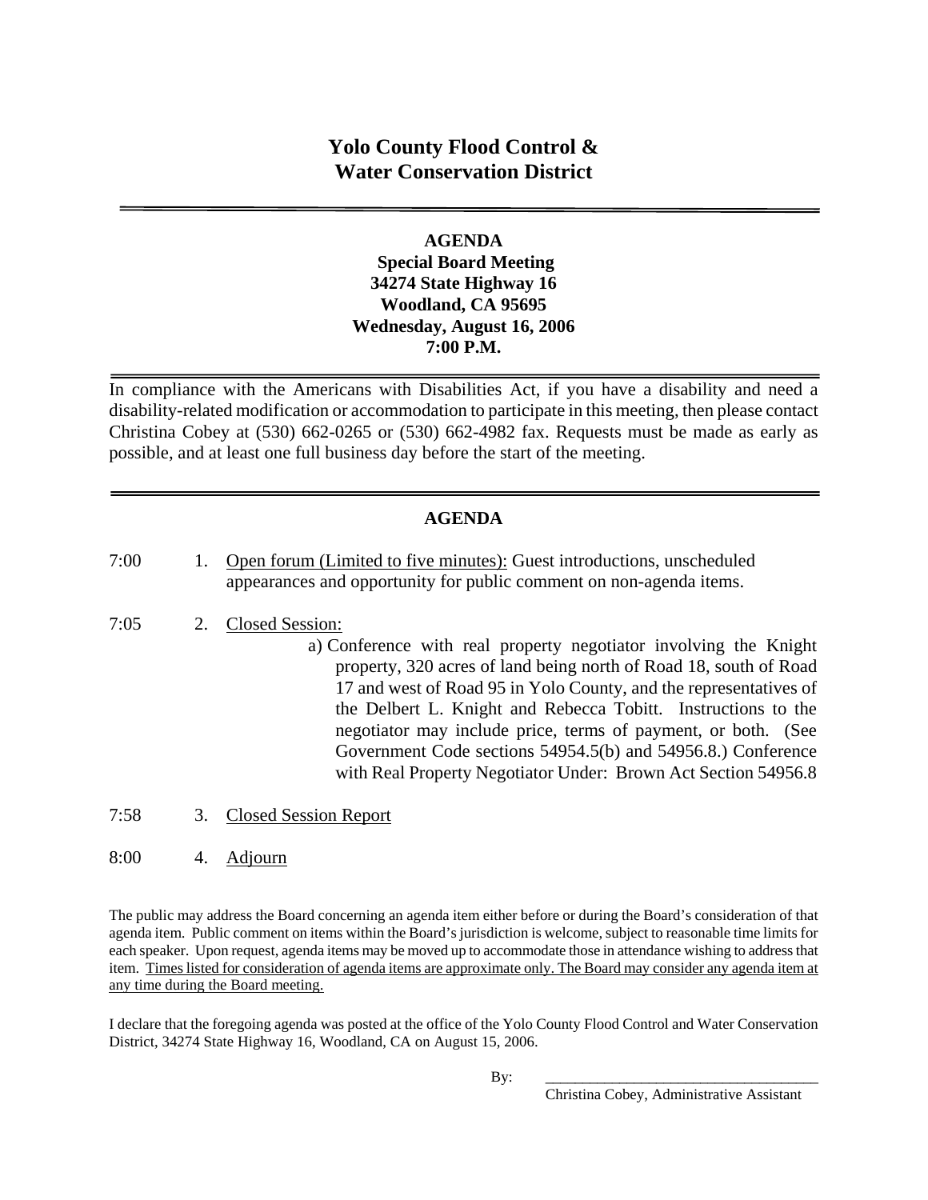# Yolo County Flood Control & Water Conservation District

**AGENDA**
**Special Board Meeting**
**34274 State Highway 16**
**Woodland, CA 95695**
**Wednesday, August 16, 2006**
**7:00 P.M.**

In compliance with the Americans with Disabilities Act, if you have a disability and need a disability-related modification or accommodation to participate in this meeting, then please contact Christina Cobey at (530) 662-0265 or (530) 662-4982 fax. Requests must be made as early as possible, and at least one full business day before the start of the meeting.

## AGENDA

7:00 1. Open forum (Limited to five minutes): Guest introductions, unscheduled appearances and opportunity for public comment on non-agenda items.

7:05 2. Closed Session:

a) Conference with real property negotiator involving the Knight property, 320 acres of land being north of Road 18, south of Road 17 and west of Road 95 in Yolo County, and the representatives of the Delbert L. Knight and Rebecca Tobitt. Instructions to the negotiator may include price, terms of payment, or both. (See Government Code sections 54954.5(b) and 54956.8.) Conference with Real Property Negotiator Under: Brown Act Section 54956.8

7:58 3. Closed Session Report

8:00 4. Adjourn

The public may address the Board concerning an agenda item either before or during the Board's consideration of that agenda item. Public comment on items within the Board's jurisdiction is welcome, subject to reasonable time limits for each speaker. Upon request, agenda items may be moved up to accommodate those in attendance wishing to address that item. Times listed for consideration of agenda items are approximate only. The Board may consider any agenda item at any time during the Board meeting.

I declare that the foregoing agenda was posted at the office of the Yolo County Flood Control and Water Conservation District, 34274 State Highway 16, Woodland, CA on August 15, 2006.

By: ______________________________

Christina Cobey, Administrative Assistant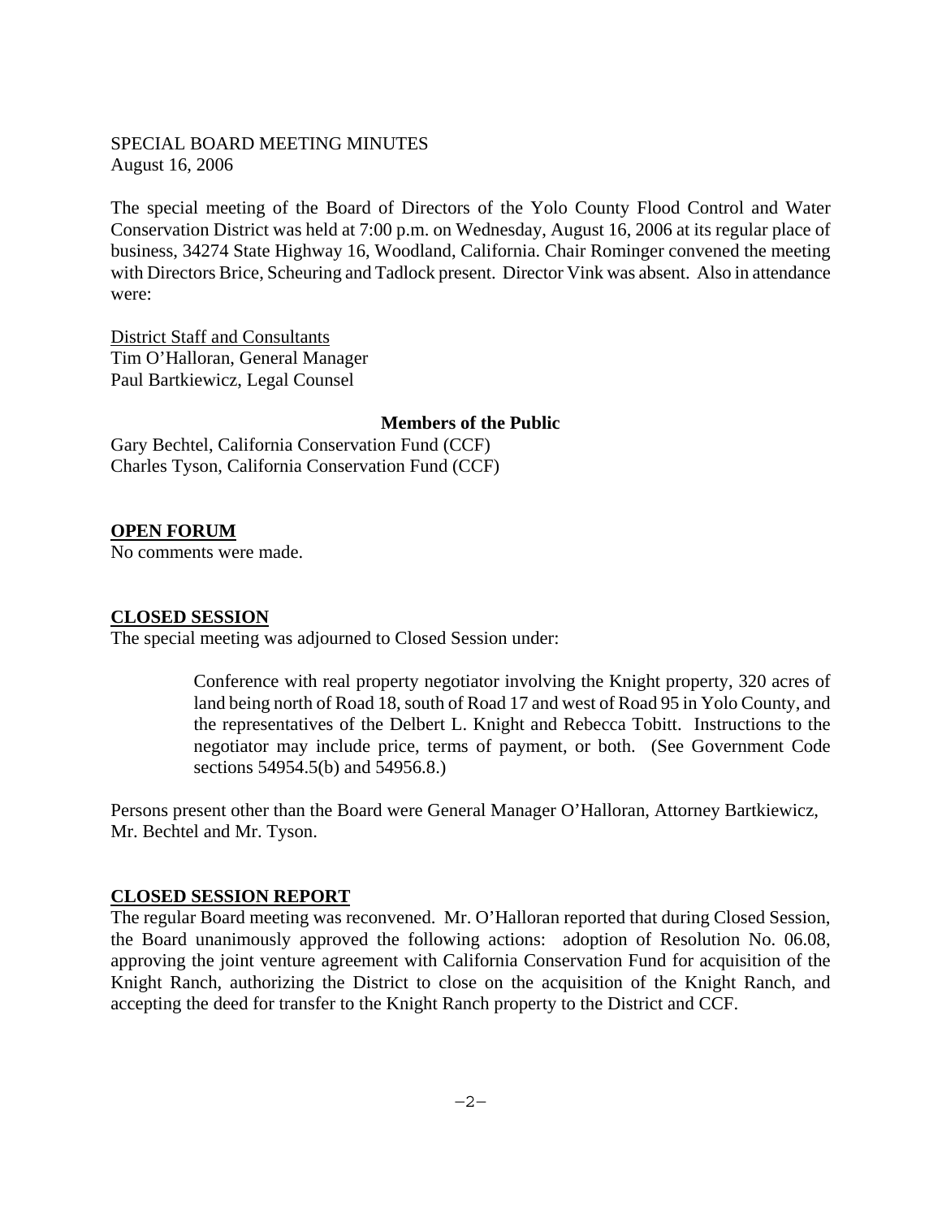SPECIAL BOARD MEETING MINUTES
August 16, 2006

The special meeting of the Board of Directors of the Yolo County Flood Control and Water Conservation District was held at 7:00 p.m. on Wednesday, August 16, 2006 at its regular place of business, 34274 State Highway 16, Woodland, California. Chair Rominger convened the meeting with Directors Brice, Scheuring and Tadlock present. Director Vink was absent. Also in attendance were:

District Staff and Consultants
Tim O'Halloran, General Manager
Paul Bartkiewicz, Legal Counsel

**Members of the Public**

Gary Bechtel, California Conservation Fund (CCF)
Charles Tyson, California Conservation Fund (CCF)

## OPEN FORUM

No comments were made.

## CLOSED SESSION

The special meeting was adjourned to Closed Session under:

> Conference with real property negotiator involving the Knight property, 320 acres of land being north of Road 18, south of Road 17 and west of Road 95 in Yolo County, and the representatives of the Delbert L. Knight and Rebecca Tobitt. Instructions to the negotiator may include price, terms of payment, or both. (See Government Code sections 54954.5(b) and 54956.8.)

Persons present other than the Board were General Manager O'Halloran, Attorney Bartkiewicz, Mr. Bechtel and Mr. Tyson.

## CLOSED SESSION REPORT

The regular Board meeting was reconvened. Mr. O'Halloran reported that during Closed Session, the Board unanimously approved the following actions: adoption of Resolution No. 06.08, approving the joint venture agreement with California Conservation Fund for acquisition of the Knight Ranch, authorizing the District to close on the acquisition of the Knight Ranch, and accepting the deed for transfer to the Knight Ranch property to the District and CCF.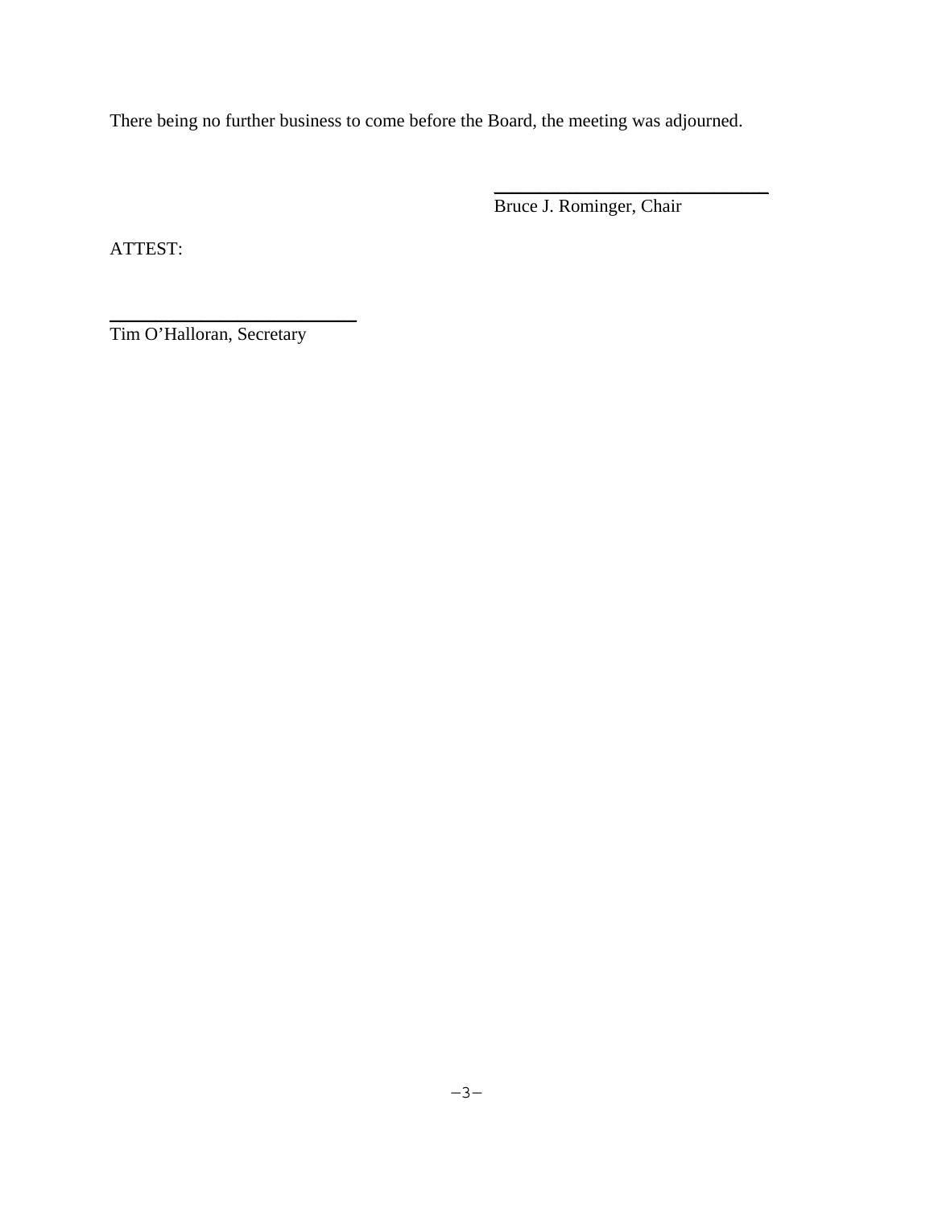There being no further business to come before the Board, the meeting was adjourned.

\_\_\_\_\_\_\_\_\_\_\_\_\_\_\_\_\_\_\_\_\_\_\_\_\_\_\_\_\_\_
Bruce J. Rominger, Chair

ATTEST:

\_\_\_\_\_\_\_\_\_\_\_\_\_\_\_\_\_\_\_\_\_\_\_\_\_\_\_\_\_\_
Tim O'Halloran, Secretary